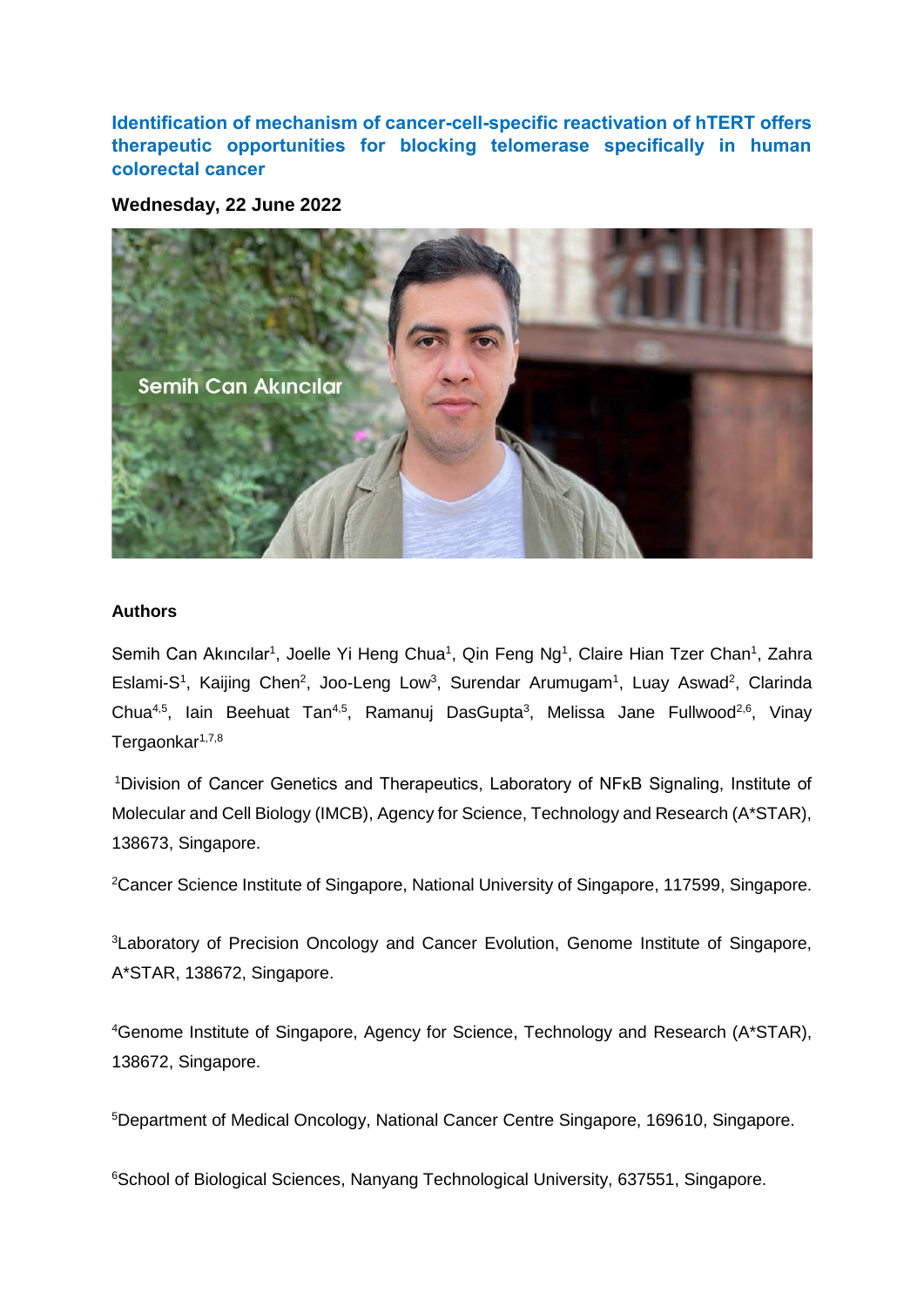# Identification of mechanism of cancer-cell-specific reactivation of hTERT offers therapeutic opportunities for blocking telomerase specifically in human colorectal cancer

**Wednesday, 22 June 2022**

### Authors

Semih Can Akıncılar[1], Joelle Yi Heng Chua[1], Qin Feng Ng[1], Claire Hian Tzer Chan[1], Zahra Eslami-S[1], Kaijing Chen[2], Joo-Leng Low[3], Surendar Arumugam[1], Luay Aswad[2], Clarinda Chua[4,5], Iain Beehuat Tan[4,5], Ramanuj DasGupta[3], Melissa Jane Fullwood[2,6], Vinay Tergaonkar[1,7,8]

[1]Division of Cancer Genetics and Therapeutics, Laboratory of NFκB Signaling, Institute of Molecular and Cell Biology (IMCB), Agency for Science, Technology and Research (A*STAR), 138673, Singapore.

[2]Cancer Science Institute of Singapore, National University of Singapore, 117599, Singapore.

[3]Laboratory of Precision Oncology and Cancer Evolution, Genome Institute of Singapore, A*STAR, 138672, Singapore.

[4]Genome Institute of Singapore, Agency for Science, Technology and Research (A*STAR), 138672, Singapore.

[5]Department of Medical Oncology, National Cancer Centre Singapore, 169610, Singapore.

[6]School of Biological Sciences, Nanyang Technological University, 637551, Singapore.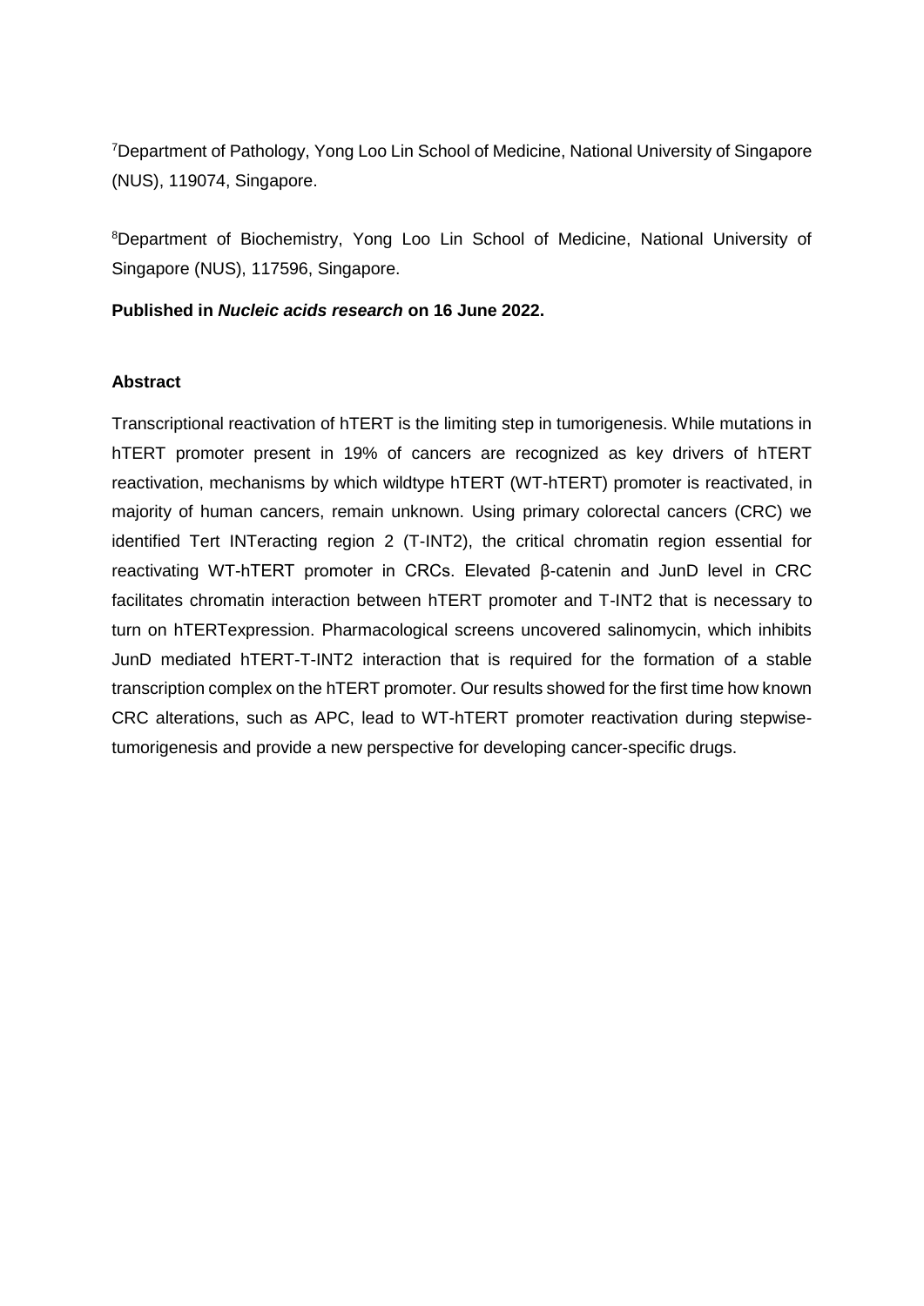[7]Department of Pathology, Yong Loo Lin School of Medicine, National University of Singapore (NUS), 119074, Singapore.

[8]Department of Biochemistry, Yong Loo Lin School of Medicine, National University of Singapore (NUS), 117596, Singapore.

**Published in *Nucleic acids research* on 16 June 2022.**

**Abstract**

Transcriptional reactivation of hTERT is the limiting step in tumorigenesis. While mutations in hTERT promoter present in 19% of cancers are recognized as key drivers of hTERT reactivation, mechanisms by which wildtype hTERT (WT-hTERT) promoter is reactivated, in majority of human cancers, remain unknown. Using primary colorectal cancers (CRC) we identified Tert INTeracting region 2 (T-INT2), the critical chromatin region essential for reactivating WT-hTERT promoter in CRCs. Elevated β-catenin and JunD level in CRC facilitates chromatin interaction between hTERT promoter and T-INT2 that is necessary to turn on hTERTexpression. Pharmacological screens uncovered salinomycin, which inhibits JunD mediated hTERT-T-INT2 interaction that is required for the formation of a stable transcription complex on the hTERT promoter. Our results showed for the first time how known CRC alterations, such as APC, lead to WT-hTERT promoter reactivation during stepwise-tumorigenesis and provide a new perspective for developing cancer-specific drugs.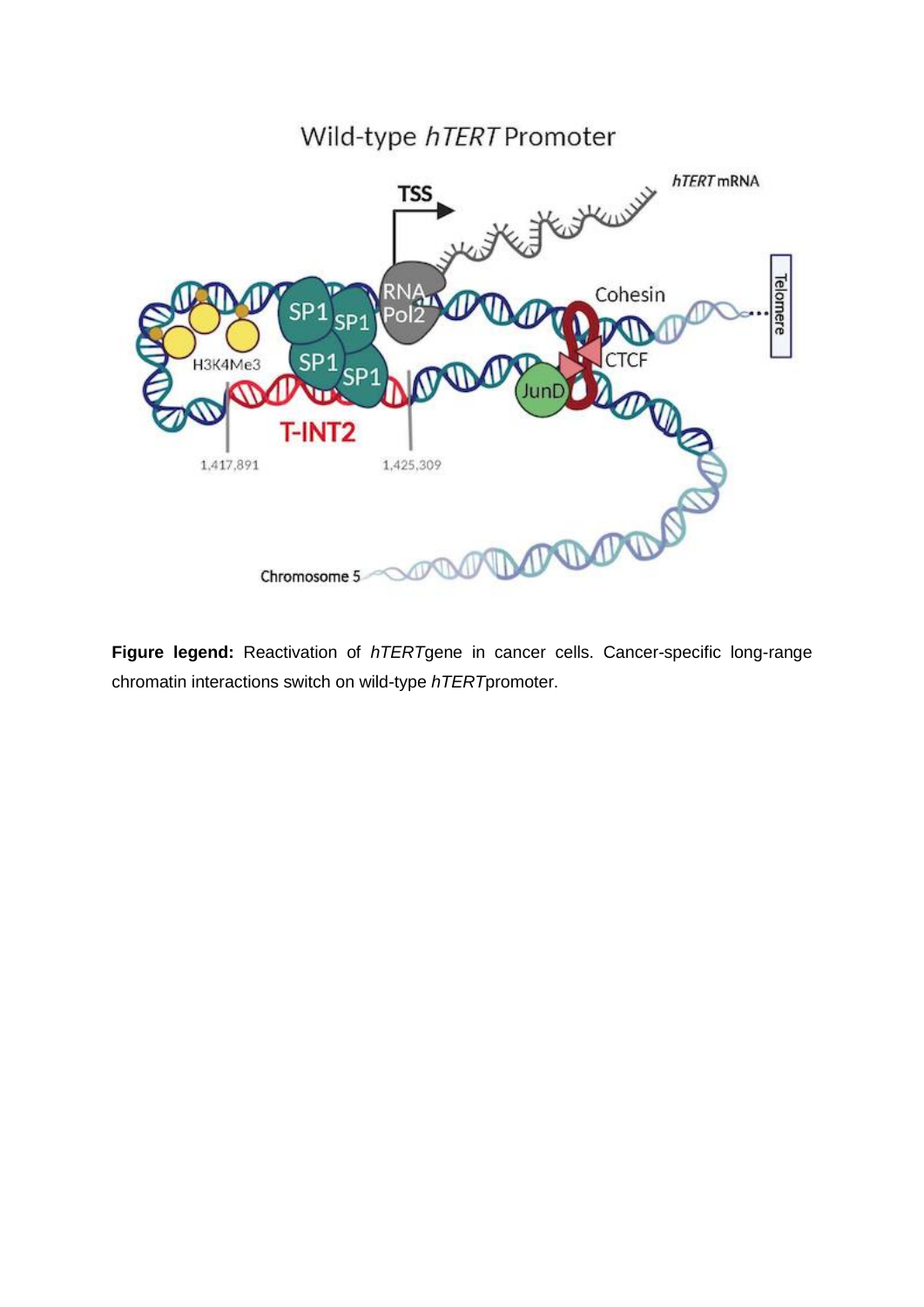Wild-type *hTERT* Promoter

TSS

*hTERT* mRNA

RNA Pol2

SP1

SP1

SP1

SP1

H3K4Me3

T-INT2

1,417,891

1,425,309

Cohesin

CTCF

JunD

Telomere

Chromosome 5

**Figure legend:** Reactivation of *hTERT*gene in cancer cells. Cancer-specific long-range chromatin interactions switch on wild-type *hTERT*promoter.